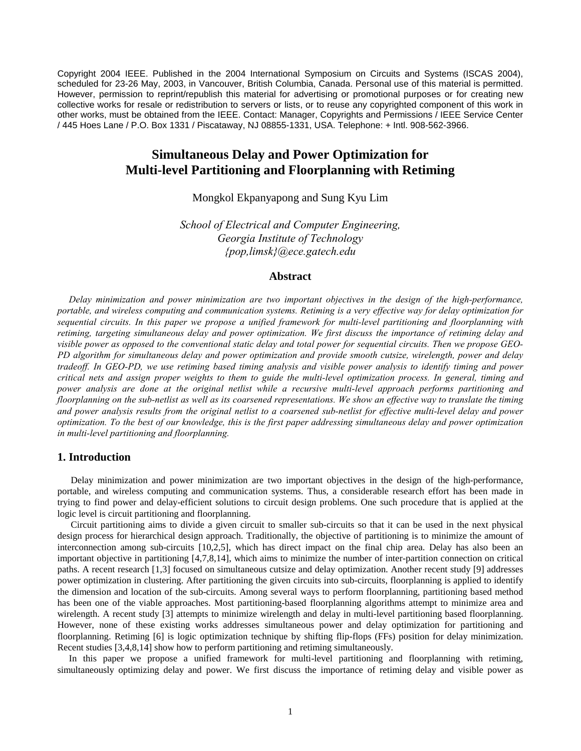Copyright 2004 IEEE. Published in the 2004 International Symposium on Circuits and Systems (ISCAS 2004), scheduled for 23-26 May, 2003, in Vancouver, British Columbia, Canada. Personal use of this material is permitted. However, permission to reprint/republish this material for advertising or promotional purposes or for creating new collective works for resale or redistribution to servers or lists, or to reuse any copyrighted component of this work in other works, must be obtained from the IEEE. Contact: Manager, Copyrights and Permissions / IEEE Service Center / 445 Hoes Lane / P.O. Box 1331 / Piscataway, NJ 08855-1331, USA. Telephone: + Intl. 908-562-3966.

# Simultaneous Delay and Power Optimization for Multi-level Partitioning and Floorplanning with Retiming

Mongkol Ekpanyapong and Sung Kyu Lim

*School of Electrical and Computer Engineering,*
*Georgia Institute of Technology*
*{pop,limsk}@ece.gatech.edu*

## Abstract

*Delay minimization and power minimization are two important objectives in the design of the high-performance, portable, and wireless computing and communication systems. Retiming is a very effective way for delay optimization for sequential circuits. In this paper we propose a unified framework for multi-level partitioning and floorplanning with retiming, targeting simultaneous delay and power optimization. We first discuss the importance of retiming delay and visible power as opposed to the conventional static delay and total power for sequential circuits. Then we propose GEO-PD algorithm for simultaneous delay and power optimization and provide smooth cutsize, wirelength, power and delay tradeoff. In GEO-PD, we use retiming based timing analysis and visible power analysis to identify timing and power critical nets and assign proper weights to them to guide the multi-level optimization process. In general, timing and power analysis are done at the original netlist while a recursive multi-level approach performs partitioning and floorplanning on the sub-netlist as well as its coarsened representations. We show an effective way to translate the timing and power analysis results from the original netlist to a coarsened sub-netlist for effective multi-level delay and power optimization. To the best of our knowledge, this is the first paper addressing simultaneous delay and power optimization in multi-level partitioning and floorplanning.*

## 1. Introduction

Delay minimization and power minimization are two important objectives in the design of the high-performance, portable, and wireless computing and communication systems. Thus, a considerable research effort has been made in trying to find power and delay-efficient solutions to circuit design problems. One such procedure that is applied at the logic level is circuit partitioning and floorplanning.

Circuit partitioning aims to divide a given circuit to smaller sub-circuits so that it can be used in the next physical design process for hierarchical design approach. Traditionally, the objective of partitioning is to minimize the amount of interconnection among sub-circuits [10,2,5], which has direct impact on the final chip area. Delay has also been an important objective in partitioning [4,7,8,14], which aims to minimize the number of inter-partition connection on critical paths. A recent research [1,3] focused on simultaneous cutsize and delay optimization. Another recent study [9] addresses power optimization in clustering. After partitioning the given circuits into sub-circuits, floorplanning is applied to identify the dimension and location of the sub-circuits. Among several ways to perform floorplanning, partitioning based method has been one of the viable approaches. Most partitioning-based floorplanning algorithms attempt to minimize area and wirelength. A recent study [3] attempts to minimize wirelength and delay in multi-level partitioning based floorplanning. However, none of these existing works addresses simultaneous power and delay optimization for partitioning and floorplanning. Retiming [6] is logic optimization technique by shifting flip-flops (FFs) position for delay minimization. Recent studies [3,4,8,14] show how to perform partitioning and retiming simultaneously.

In this paper we propose a unified framework for multi-level partitioning and floorplanning with retiming, simultaneously optimizing delay and power. We first discuss the importance of retiming delay and visible power as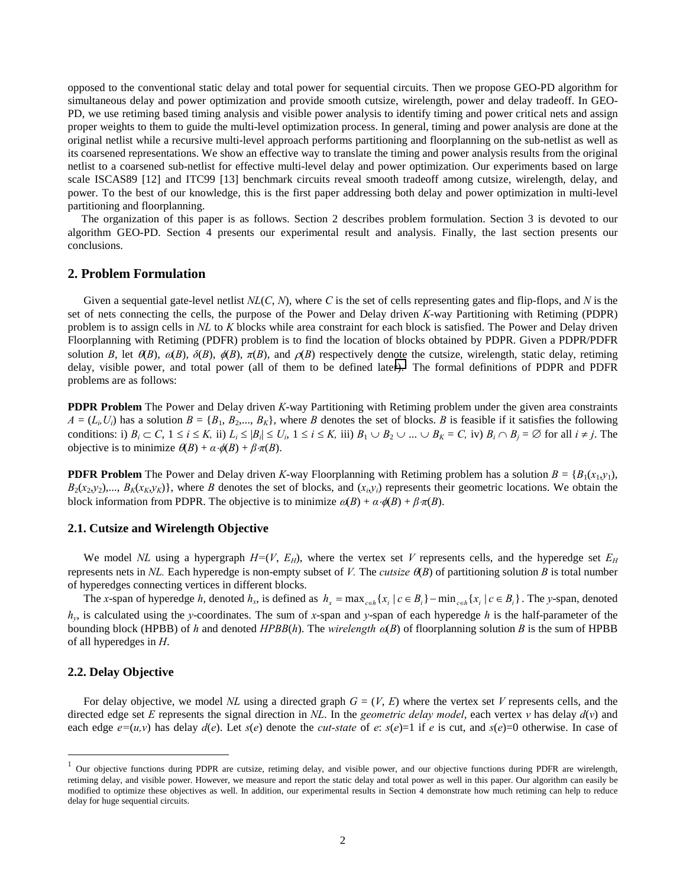opposed to the conventional static delay and total power for sequential circuits. Then we propose GEO-PD algorithm for simultaneous delay and power optimization and provide smooth cutsize, wirelength, power and delay tradeoff. In GEO-PD, we use retiming based timing analysis and visible power analysis to identify timing and power critical nets and assign proper weights to them to guide the multi-level optimization process. In general, timing and power analysis are done at the original netlist while a recursive multi-level approach performs partitioning and floorplanning on the sub-netlist as well as its coarsened representations. We show an effective way to translate the timing and power analysis results from the original netlist to a coarsened sub-netlist for effective multi-level delay and power optimization. Our experiments based on large scale ISCAS89 [12] and ITC99 [13] benchmark circuits reveal smooth tradeoff among cutsize, wirelength, delay, and power. To the best of our knowledge, this is the first paper addressing both delay and power optimization in multi-level partitioning and floorplanning.

The organization of this paper is as follows. Section 2 describes problem formulation. Section 3 is devoted to our algorithm GEO-PD. Section 4 presents our experimental result and analysis. Finally, the last section presents our conclusions.

## 2. Problem Formulation

Given a sequential gate-level netlist $NL(C, N)$, where $C$ is the set of cells representing gates and flip-flops, and $N$ is the set of nets connecting the cells, the purpose of the Power and Delay driven $K$-way Partitioning with Retiming (PDPR) problem is to assign cells in $NL$ to $K$ blocks while area constraint for each block is satisfied. The Power and Delay driven Floorplanning with Retiming (PDFR) problem is to find the location of blocks obtained by PDPR. Given a PDPR/PDFR solution $B$, let $\theta(B)$, $\omega(B)$, $\delta(B)$, $\phi(B)$, $\pi(B)$, and $\rho(B)$ respectively denote the cutsize, wirelength, static delay, retiming delay, visible power, and total power (all of them to be defined later)[1]. The formal definitions of PDPR and PDFR problems are as follows:

**PDPR Problem** The Power and Delay driven $K$-way Partitioning with Retiming problem under the given area constraints $A = (L_i, U_i)$ has a solution $B = \{B_1, B_2, ..., B_K\}$, where $B$ denotes the set of blocks. $B$ is feasible if it satisfies the following conditions: i) $B_i \subset C$, $1 \leq i \leq K$, ii) $L_i \leq |B_i| \leq U_i$, $1 \leq i \leq K$, iii) $B_1 \cup B_2 \cup ... \cup B_K = C$, iv) $B_i \cap B_j = \emptyset$ for all $i \neq j$. The objective is to minimize $\theta(B) + \alpha \cdot \phi(B) + \beta \cdot \pi(B)$.

**PDFR Problem** The Power and Delay driven $K$-way Floorplanning with Retiming problem has a solution $B = \{B_1(x_1,y_1), B_2(x_2,y_2),..., B_K(x_K,y_K)\}$, where $B$ denotes the set of blocks, and $(x_i,y_i)$ represents their geometric locations. We obtain the block information from PDPR. The objective is to minimize $\omega(B) + \alpha \cdot \phi(B) + \beta \cdot \pi(B)$.

### 2.1. Cutsize and Wirelength Objective

We model $NL$ using a hypergraph $H=(V, E_H)$, where the vertex set $V$ represents cells, and the hyperedge set $E_H$ represents nets in $NL$. Each hyperedge is non-empty subset of $V$. The *cutsize* $\theta(B)$ of partitioning solution $B$ is total number of hyperedges connecting vertices in different blocks.

The $x$-span of hyperedge $h$, denoted $h_x$, is defined as $h_x = \max_{c \in h}\{x_i \mid c \in B_i\} - \min_{c \in h}\{x_i \mid c \in B_i\}$. The $y$-span, denoted $h_y$, is calculated using the $y$-coordinates. The sum of $x$-span and $y$-span of each hyperedge $h$ is the half-parameter of the bounding block (HPBB) of $h$ and denoted $HPBB(h)$. The *wirelength* $\omega(B)$ of floorplanning solution $B$ is the sum of HPBB of all hyperedges in $H$.

### 2.2. Delay Objective

For delay objective, we model $NL$ using a directed graph $G = (V, E)$ where the vertex set $V$ represents cells, and the directed edge set $E$ represents the signal direction in $NL$. In the *geometric delay model*, each vertex $v$ has delay $d(v)$ and each edge $e=(u,v)$ has delay $d(e)$. Let $s(e)$ denote the *cut-state* of $e$: $s(e)$=1 if $e$ is cut, and $s(e)$=0 otherwise. In case of

---

[1] Our objective functions during PDPR are cutsize, retiming delay, and visible power, and our objective functions during PDFR are wirelength, retiming delay, and visible power. However, we measure and report the static delay and total power as well in this paper. Our algorithm can easily be modified to optimize these objectives as well. In addition, our experimental results in Section 4 demonstrate how much retiming can help to reduce delay for huge sequential circuits.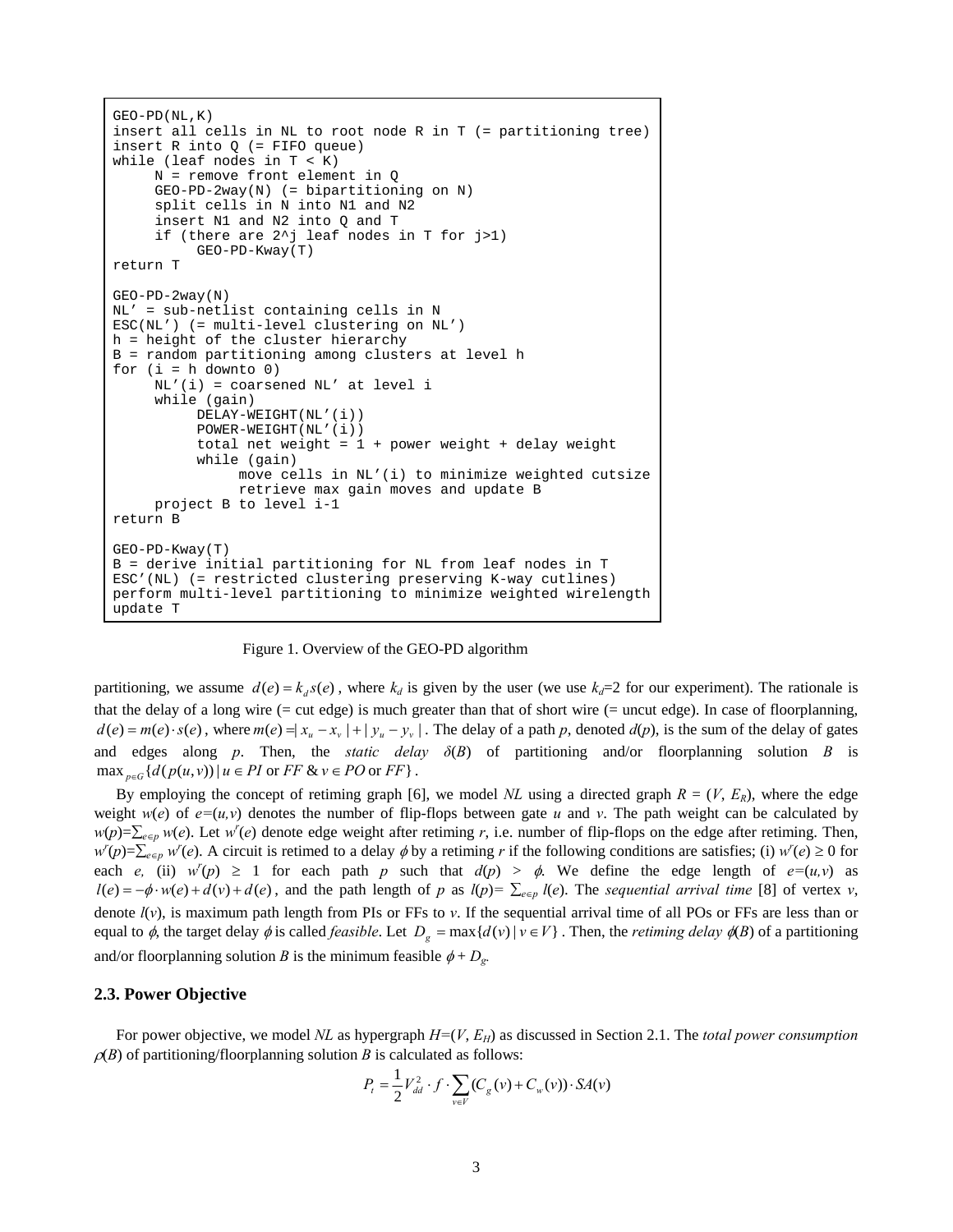```
GEO-PD(NL,K)
insert all cells in NL to root node R in T (= partitioning tree)
insert R into Q (= FIFO queue)
while (leaf nodes in T < K)
     N = remove front element in Q
     GEO-PD-2way(N) (= bipartitioning on N)
     split cells in N into N1 and N2
     insert N1 and N2 into Q and T
     if (there are 2^j leaf nodes in T for j>1)
          GEO-PD-Kway(T)
return T

GEO-PD-2way(N)
NL' = sub-netlist containing cells in N
ESC(NL') (= multi-level clustering on NL')
h = height of the cluster hierarchy
B = random partitioning among clusters at level h
for (i = h downto 0)
     NL'(i) = coarsened NL' at level i
     while (gain)
          DELAY-WEIGHT(NL'(i))
          POWER-WEIGHT(NL'(i))
          total net weight = 1 + power weight + delay weight
          while (gain)
               move cells in NL'(i) to minimize weighted cutsize
               retrieve max gain moves and update B
     project B to level i-1
return B

GEO-PD-Kway(T)
B = derive initial partitioning for NL from leaf nodes in T
ESC'(NL) (= restricted clustering preserving K-way cutlines)
perform multi-level partitioning to minimize weighted wirelength
update T
```

Figure 1. Overview of the GEO-PD algorithm

partitioning, we assume $d(e) = k_d s(e)$, where $k_d$ is given by the user (we use $k_d$=2 for our experiment). The rationale is that the delay of a long wire (= cut edge) is much greater than that of short wire (= uncut edge). In case of floorplanning, $d(e) = m(e) \cdot s(e)$, where $m(e) = |x_u - x_v| + |y_u - y_v|$. The delay of a path $p$, denoted $d(p)$, is the sum of the delay of gates and edges along $p$. Then, the *static delay* $\delta(B)$ of partitioning and/or floorplanning solution $B$ is $\max_{p \in G}\{d(p(u,v)) \mid u \in PI \text{ or } FF \;\&\; v \in PO \text{ or } FF\}$.

By employing the concept of retiming graph [6], we model *NL* using a directed graph $R = (V, E_R)$, where the edge weight $w(e)$ of $e=(u,v)$ denotes the number of flip-flops between gate $u$ and $v$. The path weight can be calculated by $w(p)=\sum_{e \in p} w(e)$. Let $w^r(e)$ denote edge weight after retiming $r$, i.e. number of flip-flops on the edge after retiming. Then, $w^r(p)=\sum_{e \in p} w^r(e)$. A circuit is retimed to a delay $\phi$ by a retiming $r$ if the following conditions are satisfies; (i) $w^r(e) \geq 0$ for each $e$, (ii) $w^r(p) \geq 1$ for each path $p$ such that $d(p) > \phi$. We define the edge length of $e=(u,v)$ as $l(e) = -\phi \cdot w(e) + d(v) + d(e)$, and the path length of $p$ as $l(p)= \sum_{e \in p} l(e)$. The *sequential arrival time* [8] of vertex $v$, denote $l(v)$, is maximum path length from PIs or FFs to $v$. If the sequential arrival time of all POs or FFs are less than or equal to $\phi$, the target delay $\phi$ is called *feasible*. Let $D_g = \max\{d(v) \mid v \in V\}$. Then, the *retiming delay* $\phi(B)$ of a partitioning and/or floorplanning solution $B$ is the minimum feasible $\phi + D_g$.

## 2.3. Power Objective

For power objective, we model *NL* as hypergraph $H=(V, E_H)$ as discussed in Section 2.1. The *total power consumption* $\rho(B)$ of partitioning/floorplanning solution $B$ is calculated as follows:

$$P_t = \frac{1}{2} V_{dd}^2 \cdot f \cdot \sum_{v \in V} (C_g(v) + C_w(v)) \cdot SA(v)$$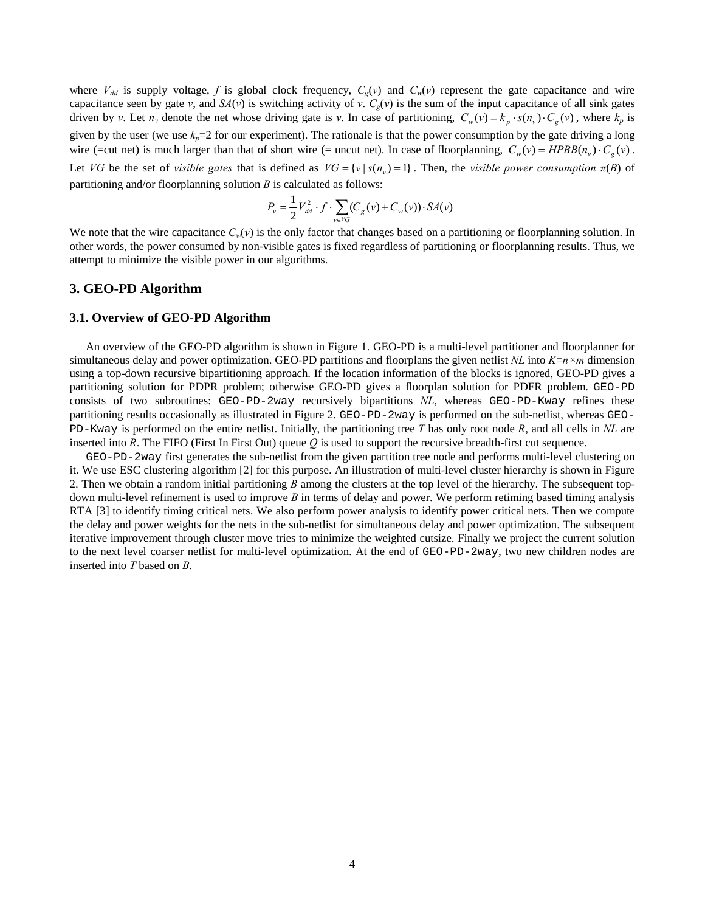where $V_{dd}$ is supply voltage, $f$ is global clock frequency, $C_g(v)$ and $C_w(v)$ represent the gate capacitance and wire capacitance seen by gate $v$, and $SA(v)$ is switching activity of $v$. $C_g(v)$ is the sum of the input capacitance of all sink gates driven by $v$. Let $n_v$ denote the net whose driving gate is $v$. In case of partitioning, $C_w(v) = k_p \cdot s(n_v) \cdot C_g(v)$, where $k_p$ is given by the user (we use $k_p$=2 for our experiment). The rationale is that the power consumption by the gate driving a long wire (=cut net) is much larger than that of short wire (= uncut net). In case of floorplanning, $C_w(v) = HPBB(n_v) \cdot C_g(v)$. Let $VG$ be the set of *visible gates* that is defined as $VG = \{v \mid s(n_v) = 1\}$. Then, the *visible power consumption* $\pi(B)$ of partitioning and/or floorplanning solution $B$ is calculated as follows:

$$P_v = \frac{1}{2} V_{dd}^2 \cdot f \cdot \sum_{v \in VG} (C_g(v) + C_w(v)) \cdot SA(v)$$

We note that the wire capacitance $C_w(v)$ is the only factor that changes based on a partitioning or floorplanning solution. In other words, the power consumed by non-visible gates is fixed regardless of partitioning or floorplanning results. Thus, we attempt to minimize the visible power in our algorithms.

## 3. GEO-PD Algorithm

### 3.1. Overview of GEO-PD Algorithm

An overview of the GEO-PD algorithm is shown in Figure 1. GEO-PD is a multi-level partitioner and floorplanner for simultaneous delay and power optimization. GEO-PD partitions and floorplans the given netlist *NL* into $K=n \times m$ dimension using a top-down recursive bipartitioning approach. If the location information of the blocks is ignored, GEO-PD gives a partitioning solution for PDPR problem; otherwise GEO-PD gives a floorplan solution for PDFR problem. `GEO-PD` consists of two subroutines: `GEO-PD-2way` recursively bipartitions *NL*, whereas `GEO-PD-Kway` refines these partitioning results occasionally as illustrated in Figure 2. `GEO-PD-2way` is performed on the sub-netlist, whereas `GEO-PD-Kway` is performed on the entire netlist. Initially, the partitioning tree *T* has only root node *R*, and all cells in *NL* are inserted into *R*. The FIFO (First In First Out) queue *Q* is used to support the recursive breadth-first cut sequence.

`GEO-PD-2way` first generates the sub-netlist from the given partition tree node and performs multi-level clustering on it. We use ESC clustering algorithm [2] for this purpose. An illustration of multi-level cluster hierarchy is shown in Figure 2. Then we obtain a random initial partitioning *B* among the clusters at the top level of the hierarchy. The subsequent top-down multi-level refinement is used to improve *B* in terms of delay and power. We perform retiming based timing analysis RTA [3] to identify timing critical nets. We also perform power analysis to identify power critical nets. Then we compute the delay and power weights for the nets in the sub-netlist for simultaneous delay and power optimization. The subsequent iterative improvement through cluster move tries to minimize the weighted cutsize. Finally we project the current solution to the next level coarser netlist for multi-level optimization. At the end of `GEO-PD-2way`, two new children nodes are inserted into *T* based on *B*.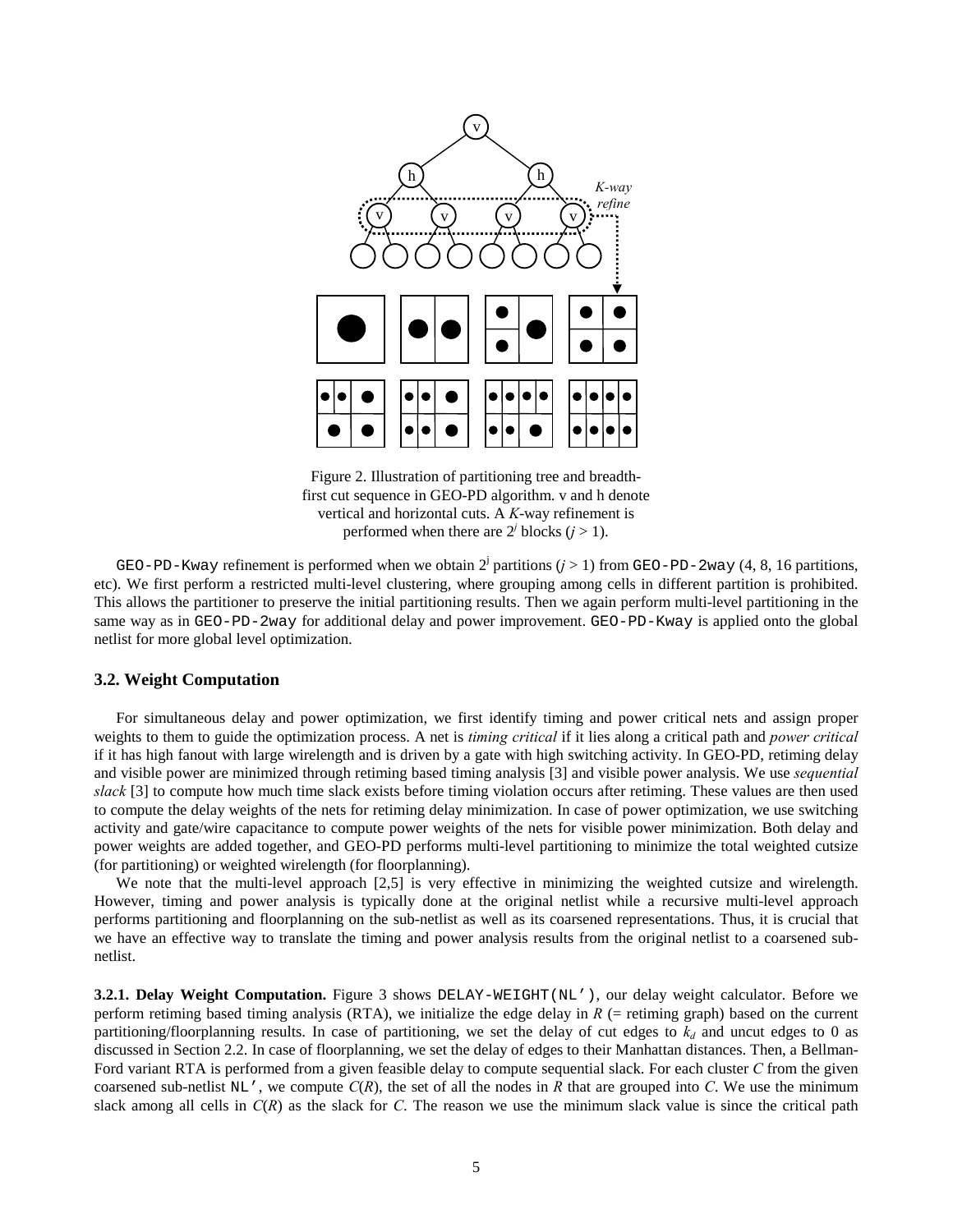Figure 2. Illustration of partitioning tree and breadth-first cut sequence in GEO-PD algorithm. v and h denote vertical and horizontal cuts. A *K*-way refinement is performed when there are $2^j$ blocks ($j > 1$).

`GEO-PD-Kway` refinement is performed when we obtain $2^j$ partitions ($j > 1$) from `GEO-PD-2way` (4, 8, 16 partitions, etc). We first perform a restricted multi-level clustering, where grouping among cells in different partition is prohibited. This allows the partitioner to preserve the initial partitioning results. Then we again perform multi-level partitioning in the same way as in `GEO-PD-2way` for additional delay and power improvement. `GEO-PD-Kway` is applied onto the global netlist for more global level optimization.

### 3.2. Weight Computation

For simultaneous delay and power optimization, we first identify timing and power critical nets and assign proper weights to them to guide the optimization process. A net is *timing critical* if it lies along a critical path and *power critical* if it has high fanout with large wirelength and is driven by a gate with high switching activity. In GEO-PD, retiming delay and visible power are minimized through retiming based timing analysis [3] and visible power analysis. We use *sequential slack* [3] to compute how much time slack exists before timing violation occurs after retiming. These values are then used to compute the delay weights of the nets for retiming delay minimization. In case of power optimization, we use switching activity and gate/wire capacitance to compute power weights of the nets for visible power minimization. Both delay and power weights are added together, and GEO-PD performs multi-level partitioning to minimize the total weighted cutsize (for partitioning) or weighted wirelength (for floorplanning).

We note that the multi-level approach [2,5] is very effective in minimizing the weighted cutsize and wirelength. However, timing and power analysis is typically done at the original netlist while a recursive multi-level approach performs partitioning and floorplanning on the sub-netlist as well as its coarsened representations. Thus, it is crucial that we have an effective way to translate the timing and power analysis results from the original netlist to a coarsened sub-netlist.

**3.2.1. Delay Weight Computation.** Figure 3 shows `DELAY-WEIGHT(NL')`, our delay weight calculator. Before we perform retiming based timing analysis (RTA), we initialize the edge delay in $R$ (= retiming graph) based on the current partitioning/floorplanning results. In case of partitioning, we set the delay of cut edges to $k_d$ and uncut edges to 0 as discussed in Section 2.2. In case of floorplanning, we set the delay of edges to their Manhattan distances. Then, a Bellman-Ford variant RTA is performed from a given feasible delay to compute sequential slack. For each cluster $C$ from the given coarsened sub-netlist `NL'`, we compute $C(R)$, the set of all the nodes in $R$ that are grouped into $C$. We use the minimum slack among all cells in $C(R)$ as the slack for $C$. The reason we use the minimum slack value is since the critical path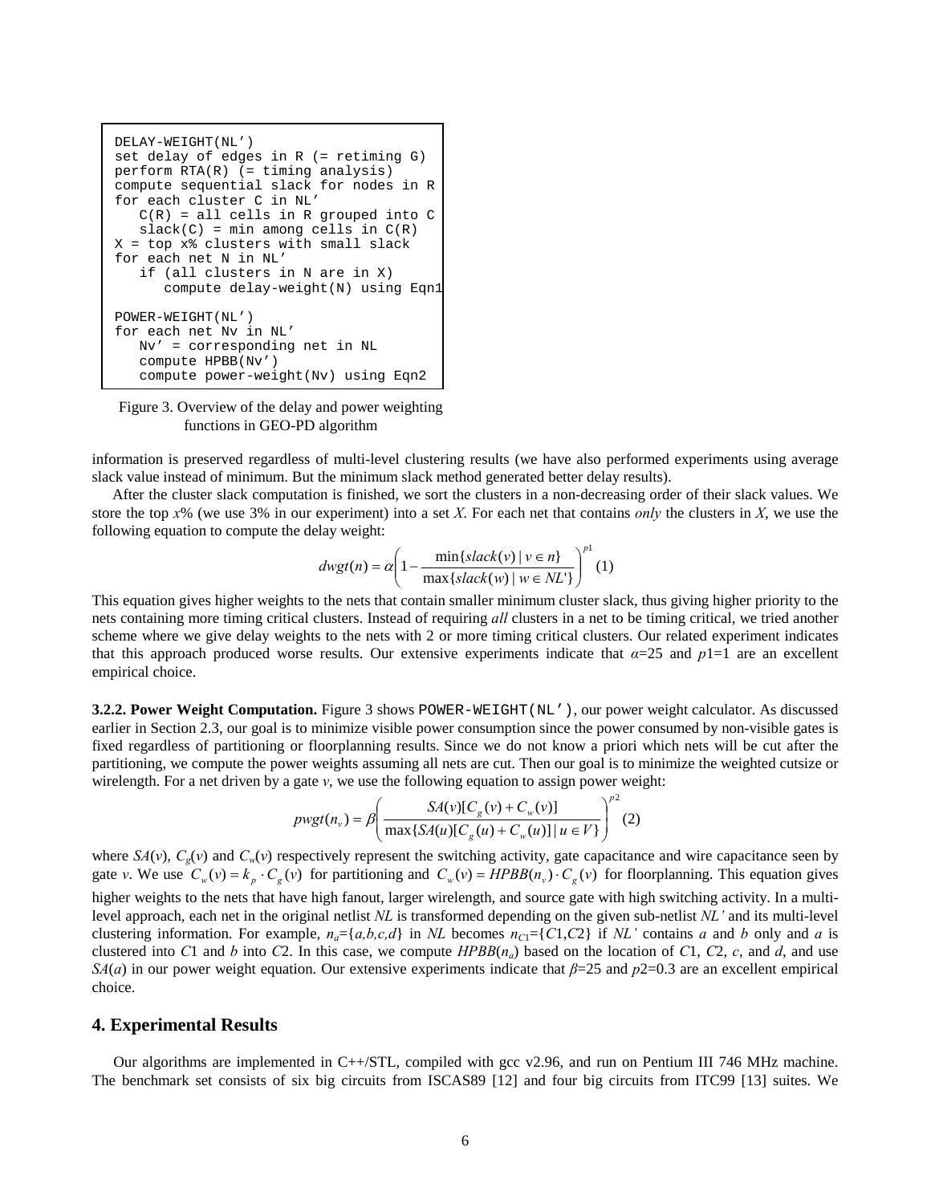```
DELAY-WEIGHT(NL')
set delay of edges in R (= retiming G)
perform RTA(R) (= timing analysis)
compute sequential slack for nodes in R
for each cluster C in NL'
   C(R) = all cells in R grouped into C
   slack(C) = min among cells in C(R)
X = top x% clusters with small slack
for each net N in NL'
   if (all clusters in N are in X)
      compute delay-weight(N) using Eqn1

POWER-WEIGHT(NL')
for each net Nv in NL'
   Nv' = corresponding net in NL
   compute HPBB(Nv')
   compute power-weight(Nv) using Eqn2
```

Figure 3. Overview of the delay and power weighting functions in GEO-PD algorithm

information is preserved regardless of multi-level clustering results (we have also performed experiments using average slack value instead of minimum. But the minimum slack method generated better delay results).

After the cluster slack computation is finished, we sort the clusters in a non-decreasing order of their slack values. We store the top $x$% (we use 3% in our experiment) into a set $X$. For each net that contains *only* the clusters in $X$, we use the following equation to compute the delay weight:

$$dwgt(n) = \alpha\left(1 - \frac{\min\{slack(v) \mid v \in n\}}{\max\{slack(w) \mid w \in NL'\}}\right)^{p1} \quad (1)$$

This equation gives higher weights to the nets that contain smaller minimum cluster slack, thus giving higher priority to the nets containing more timing critical clusters. Instead of requiring *all* clusters in a net to be timing critical, we tried another scheme where we give delay weights to the nets with 2 or more timing critical clusters. Our related experiment indicates that this approach produced worse results. Our extensive experiments indicate that $\alpha$=25 and $p1$=1 are an excellent empirical choice.

**3.2.2. Power Weight Computation.** Figure 3 shows `POWER-WEIGHT(NL')`, our power weight calculator. As discussed earlier in Section 2.3, our goal is to minimize visible power consumption since the power consumed by non-visible gates is fixed regardless of partitioning or floorplanning results. Since we do not know a priori which nets will be cut after the partitioning, we compute the power weights assuming all nets are cut. Then our goal is to minimize the weighted cutsize or wirelength. For a net driven by a gate $v$, we use the following equation to assign power weight:

$$pwgt(n_v) = \beta\left(\frac{SA(v)[C_g(v) + C_w(v)]}{\max\{SA(u)[C_g(u) + C_w(u)] \mid u \in V\}}\right)^{p2} \quad (2)$$

where $SA(v)$, $C_g(v)$ and $C_w(v)$ respectively represent the switching activity, gate capacitance and wire capacitance seen by gate $v$. We use $C_w(v) = k_p \cdot C_g(v)$ for partitioning and $C_w(v) = HPBB(n_v) \cdot C_g(v)$ for floorplanning. This equation gives higher weights to the nets that have high fanout, larger wirelength, and source gate with high switching activity. In a multi-level approach, each net in the original netlist $NL$ is transformed depending on the given sub-netlist $NL'$ and its multi-level clustering information. For example, $n_a=\{a,b,c,d\}$ in $NL$ becomes $n_{C1}=\{C1,C2\}$ if $NL'$ contains $a$ and $b$ only and $a$ is clustered into $C1$ and $b$ into $C2$. In this case, we compute $HPBB(n_a)$ based on the location of $C1$, $C2$, $c$, and $d$, and use $SA(a)$ in our power weight equation. Our extensive experiments indicate that $\beta$=25 and $p2$=0.3 are an excellent empirical choice.

## 4. Experimental Results

Our algorithms are implemented in C++/STL, compiled with gcc v2.96, and run on Pentium III 746 MHz machine. The benchmark set consists of six big circuits from ISCAS89 [12] and four big circuits from ITC99 [13] suites. We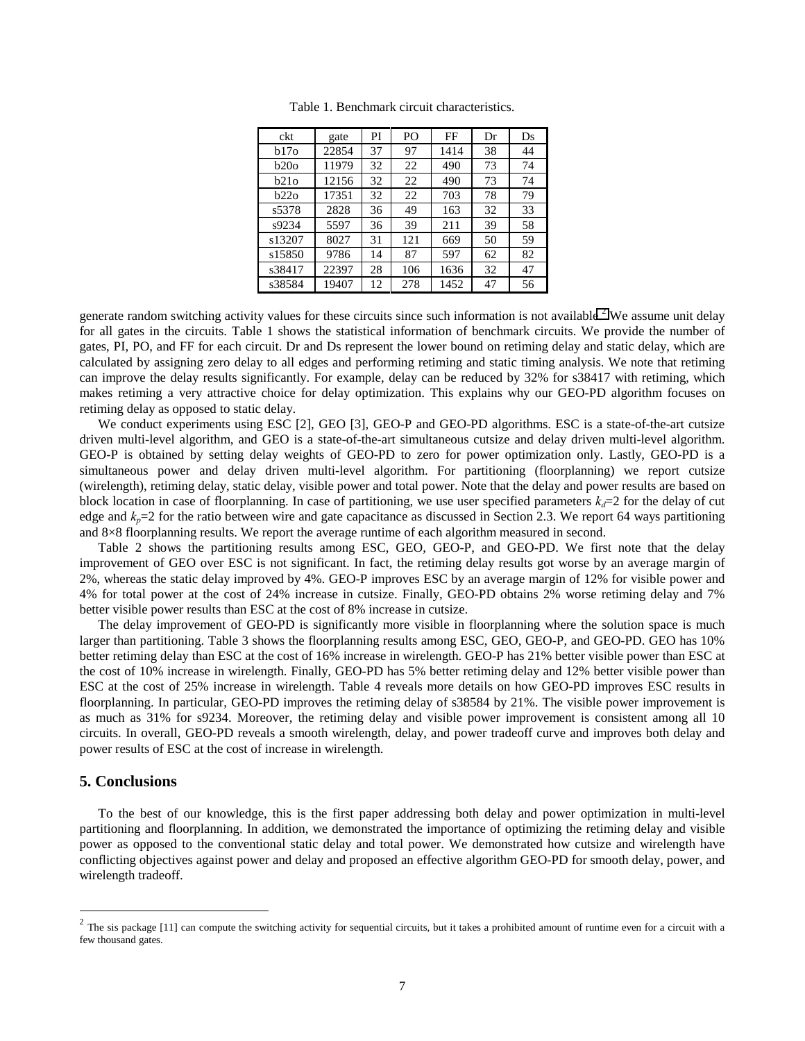Table 1. Benchmark circuit characteristics.

| ckt | gate | PI | PO | FF | Dr | Ds |
|---|---|---|---|---|---|---|
| b17o | 22854 | 37 | 97 | 1414 | 38 | 44 |
| b20o | 11979 | 32 | 22 | 490 | 73 | 74 |
| b21o | 12156 | 32 | 22 | 490 | 73 | 74 |
| b22o | 17351 | 32 | 22 | 703 | 78 | 79 |
| s5378 | 2828 | 36 | 49 | 163 | 32 | 33 |
| s9234 | 5597 | 36 | 39 | 211 | 39 | 58 |
| s13207 | 8027 | 31 | 121 | 669 | 50 | 59 |
| s15850 | 9786 | 14 | 87 | 597 | 62 | 82 |
| s38417 | 22397 | 28 | 106 | 1636 | 32 | 47 |
| s38584 | 19407 | 12 | 278 | 1452 | 47 | 56 |

generate random switching activity values for these circuits since such information is not available[2]. We assume unit delay for all gates in the circuits. Table 1 shows the statistical information of benchmark circuits. We provide the number of gates, PI, PO, and FF for each circuit. Dr and Ds represent the lower bound on retiming delay and static delay, which are calculated by assigning zero delay to all edges and performing retiming and static timing analysis. We note that retiming can improve the delay results significantly. For example, delay can be reduced by 32% for s38417 with retiming, which makes retiming a very attractive choice for delay optimization. This explains why our GEO-PD algorithm focuses on retiming delay as opposed to static delay.

We conduct experiments using ESC [2], GEO [3], GEO-P and GEO-PD algorithms. ESC is a state-of-the-art cutsize driven multi-level algorithm, and GEO is a state-of-the-art simultaneous cutsize and delay driven multi-level algorithm. GEO-P is obtained by setting delay weights of GEO-PD to zero for power optimization only. Lastly, GEO-PD is a simultaneous power and delay driven multi-level algorithm. For partitioning (floorplanning) we report cutsize (wirelength), retiming delay, static delay, visible power and total power. Note that the delay and power results are based on block location in case of floorplanning. In case of partitioning, we use user specified parameters $k_d$=2 for the delay of cut edge and $k_p$=2 for the ratio between wire and gate capacitance as discussed in Section 2.3. We report 64 ways partitioning and 8×8 floorplanning results. We report the average runtime of each algorithm measured in second.

Table 2 shows the partitioning results among ESC, GEO, GEO-P, and GEO-PD. We first note that the delay improvement of GEO over ESC is not significant. In fact, the retiming delay results got worse by an average margin of 2%, whereas the static delay improved by 4%. GEO-P improves ESC by an average margin of 12% for visible power and 4% for total power at the cost of 24% increase in cutsize. Finally, GEO-PD obtains 2% worse retiming delay and 7% better visible power results than ESC at the cost of 8% increase in cutsize.

The delay improvement of GEO-PD is significantly more visible in floorplanning where the solution space is much larger than partitioning. Table 3 shows the floorplanning results among ESC, GEO, GEO-P, and GEO-PD. GEO has 10% better retiming delay than ESC at the cost of 16% increase in wirelength. GEO-P has 21% better visible power than ESC at the cost of 10% increase in wirelength. Finally, GEO-PD has 5% better retiming delay and 12% better visible power than ESC at the cost of 25% increase in wirelength. Table 4 reveals more details on how GEO-PD improves ESC results in floorplanning. In particular, GEO-PD improves the retiming delay of s38584 by 21%. The visible power improvement is as much as 31% for s9234. Moreover, the retiming delay and visible power improvement is consistent among all 10 circuits. In overall, GEO-PD reveals a smooth wirelength, delay, and power tradeoff curve and improves both delay and power results of ESC at the cost of increase in wirelength.

## 5. Conclusions

To the best of our knowledge, this is the first paper addressing both delay and power optimization in multi-level partitioning and floorplanning. In addition, we demonstrated the importance of optimizing the retiming delay and visible power as opposed to the conventional static delay and total power. We demonstrated how cutsize and wirelength have conflicting objectives against power and delay and proposed an effective algorithm GEO-PD for smooth delay, power, and wirelength tradeoff.

---

[2] The sis package [11] can compute the switching activity for sequential circuits, but it takes a prohibited amount of runtime even for a circuit with a few thousand gates.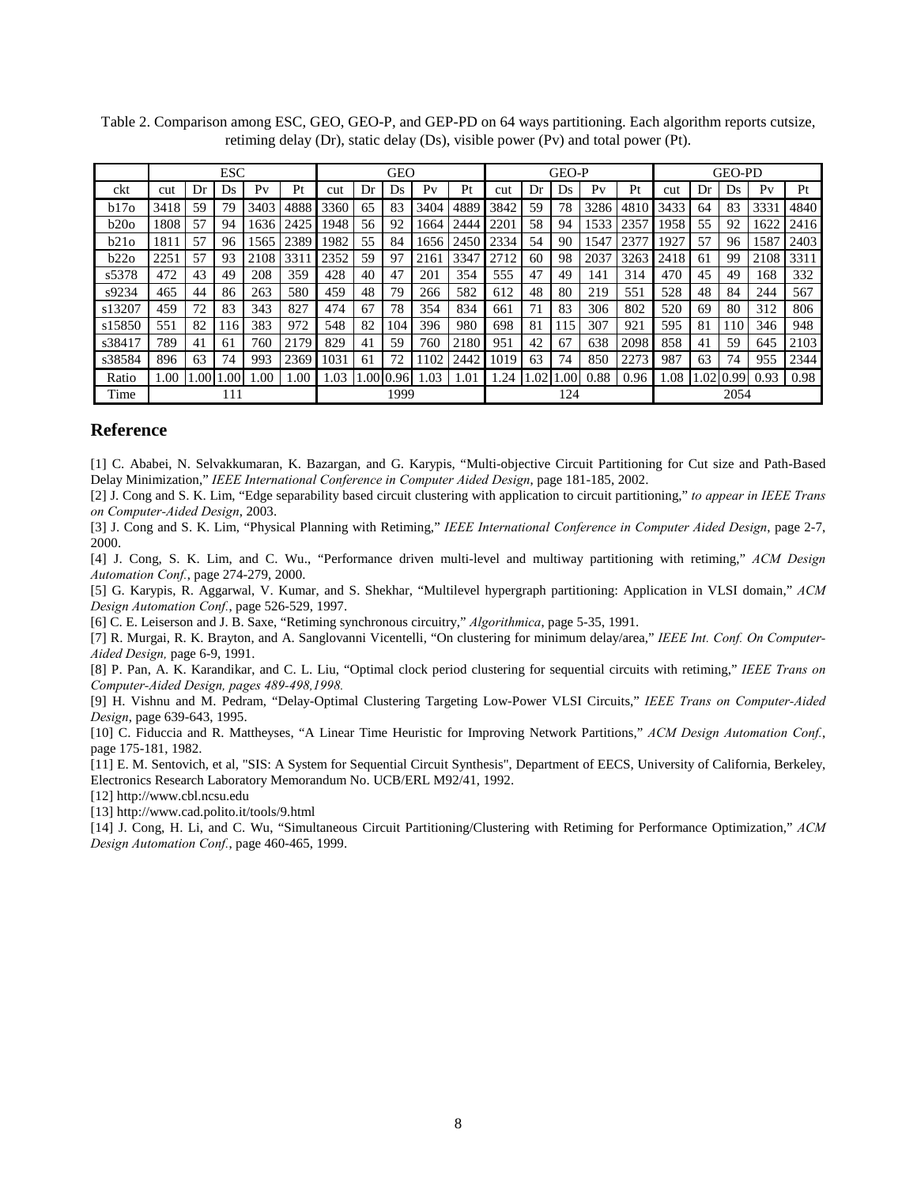Table 2. Comparison among ESC, GEO, GEO-P, and GEP-PD on 64 ways partitioning. Each algorithm reports cutsize, retiming delay (Dr), static delay (Ds), visible power (Pv) and total power (Pt).

| | ESC | | | | | GEO | | | | | GEO-P | | | | | GEO-PD | | | | |
|---|---|---|---|---|---|---|---|---|---|---|---|---|---|---|---|---|---|---|---|---|
| ckt | cut | Dr | Ds | Pv | Pt | cut | Dr | Ds | Pv | Pt | cut | Dr | Ds | Pv | Pt | cut | Dr | Ds | Pv | Pt |
| b17o | 3418 | 59 | 79 | 3403 | 4888 | 3360 | 65 | 83 | 3404 | 4889 | 3842 | 59 | 78 | 3286 | 4810 | 3433 | 64 | 83 | 3331 | 4840 |
| b20o | 1808 | 57 | 94 | 1636 | 2425 | 1948 | 56 | 92 | 1664 | 2444 | 2201 | 58 | 94 | 1533 | 2357 | 1958 | 55 | 92 | 1622 | 2416 |
| b21o | 1811 | 57 | 96 | 1565 | 2389 | 1982 | 55 | 84 | 1656 | 2450 | 2334 | 54 | 90 | 1547 | 2377 | 1927 | 57 | 96 | 1587 | 2403 |
| b22o | 2251 | 57 | 93 | 2108 | 3311 | 2352 | 59 | 97 | 2161 | 3347 | 2712 | 60 | 98 | 2037 | 3263 | 2418 | 61 | 99 | 2108 | 3311 |
| s5378 | 472 | 43 | 49 | 208 | 359 | 428 | 40 | 47 | 201 | 354 | 555 | 47 | 49 | 141 | 314 | 470 | 45 | 49 | 168 | 332 |
| s9234 | 465 | 44 | 86 | 263 | 580 | 459 | 48 | 79 | 266 | 582 | 612 | 48 | 80 | 219 | 551 | 528 | 48 | 84 | 244 | 567 |
| s13207 | 459 | 72 | 83 | 343 | 827 | 474 | 67 | 78 | 354 | 834 | 661 | 71 | 83 | 306 | 802 | 520 | 69 | 80 | 312 | 806 |
| s15850 | 551 | 82 | 116 | 383 | 972 | 548 | 82 | 104 | 396 | 980 | 698 | 81 | 115 | 307 | 921 | 595 | 81 | 110 | 346 | 948 |
| s38417 | 789 | 41 | 61 | 760 | 2179 | 829 | 41 | 59 | 760 | 2180 | 951 | 42 | 67 | 638 | 2098 | 858 | 41 | 59 | 645 | 2103 |
| s38584 | 896 | 63 | 74 | 993 | 2369 | 1031 | 61 | 72 | 1102 | 2442 | 1019 | 63 | 74 | 850 | 2273 | 987 | 63 | 74 | 955 | 2344 |
| Ratio | 1.00 | 1.00 | 1.00 | 1.00 | 1.00 | 1.03 | 1.00 | 0.96 | 1.03 | 1.01 | 1.24 | 1.02 | 1.00 | 0.88 | 0.96 | 1.08 | 1.02 | 0.99 | 0.93 | 0.98 |
| Time | 111 | | | | | 1999 | | | | | 124 | | | | | 2054 | | | | |

## Reference

[1] C. Ababei, N. Selvakkumaran, K. Bazargan, and G. Karypis, "Multi-objective Circuit Partitioning for Cut size and Path-Based Delay Minimization," *IEEE International Conference in Computer Aided Design*, page 181-185, 2002.

[2] J. Cong and S. K. Lim, "Edge separability based circuit clustering with application to circuit partitioning," *to appear in IEEE Trans on Computer-Aided Design*, 2003.

[3] J. Cong and S. K. Lim, "Physical Planning with Retiming," *IEEE International Conference in Computer Aided Design*, page 2-7, 2000.

[4] J. Cong, S. K. Lim, and C. Wu., "Performance driven multi-level and multiway partitioning with retiming," *ACM Design Automation Conf.*, page 274-279, 2000.

[5] G. Karypis, R. Aggarwal, V. Kumar, and S. Shekhar, "Multilevel hypergraph partitioning: Application in VLSI domain," *ACM Design Automation Conf.*, page 526-529, 1997.

[6] C. E. Leiserson and J. B. Saxe, "Retiming synchronous circuitry," *Algorithmica*, page 5-35, 1991.

[7] R. Murgai, R. K. Brayton, and A. Sanglovanni Vicentelli, "On clustering for minimum delay/area," *IEEE Int. Conf. On Computer-Aided Design,* page 6-9, 1991.

[8] P. Pan, A. K. Karandikar, and C. L. Liu, "Optimal clock period clustering for sequential circuits with retiming," *IEEE Trans on Computer-Aided Design, pages 489-498,1998.*

[9] H. Vishnu and M. Pedram, "Delay-Optimal Clustering Targeting Low-Power VLSI Circuits," *IEEE Trans on Computer-Aided Design*, page 639-643, 1995.

[10] C. Fiduccia and R. Mattheyses, "A Linear Time Heuristic for Improving Network Partitions," *ACM Design Automation Conf.*, page 175-181, 1982.

[11] E. M. Sentovich, et al, "SIS: A System for Sequential Circuit Synthesis", Department of EECS, University of California, Berkeley, Electronics Research Laboratory Memorandum No. UCB/ERL M92/41, 1992.

[12] http://www.cbl.ncsu.edu

[13] http://www.cad.polito.it/tools/9.html

[14] J. Cong, H. Li, and C. Wu, "Simultaneous Circuit Partitioning/Clustering with Retiming for Performance Optimization," *ACM Design Automation Conf.*, page 460-465, 1999.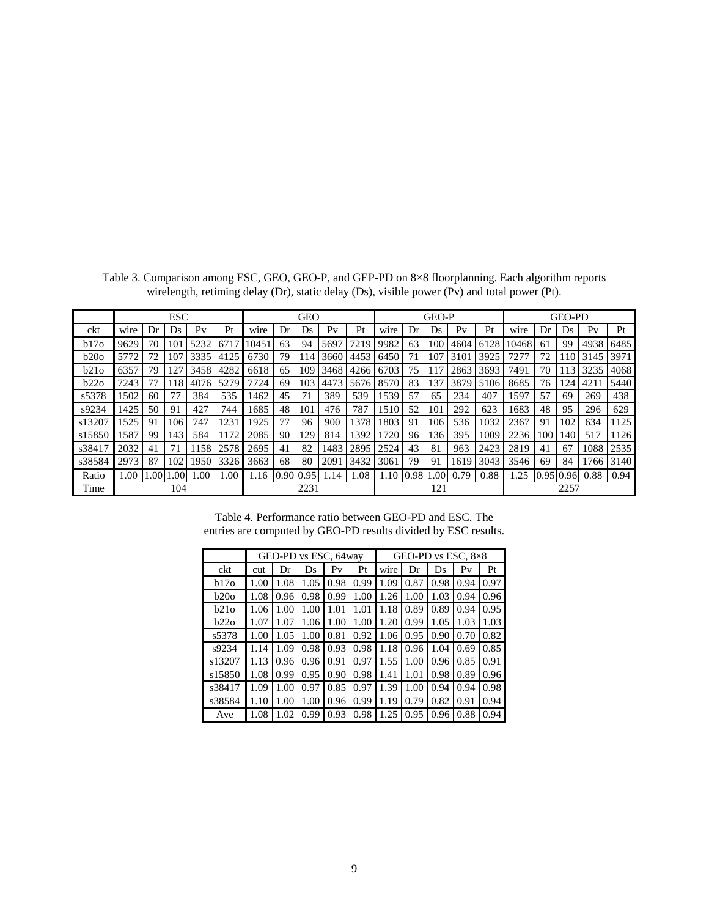Table 3. Comparison among ESC, GEO, GEO-P, and GEP-PD on 8×8 floorplanning. Each algorithm reports wirelength, retiming delay (Dr), static delay (Ds), visible power (Pv) and total power (Pt).

| | ESC | | | | | GEO | | | | | GEO-P | | | | | GEO-PD | | | | |
|---|---|---|---|---|---|---|---|---|---|---|---|---|---|---|---|---|---|---|---|---|
| ckt | wire | Dr | Ds | Pv | Pt | wire | Dr | Ds | Pv | Pt | wire | Dr | Ds | Pv | Pt | wire | Dr | Ds | Pv | Pt |
| b17o | 9629 | 70 | 101 | 5232 | 6717 | 10451 | 63 | 94 | 5697 | 7219 | 9982 | 63 | 100 | 4604 | 6128 | 10468 | 61 | 99 | 4938 | 6485 |
| b20o | 5772 | 72 | 107 | 3335 | 4125 | 6730 | 79 | 114 | 3660 | 4453 | 6450 | 71 | 107 | 3101 | 3925 | 7277 | 72 | 110 | 3145 | 3971 |
| b21o | 6357 | 79 | 127 | 3458 | 4282 | 6618 | 65 | 109 | 3468 | 4266 | 6703 | 75 | 117 | 2863 | 3693 | 7491 | 70 | 113 | 3235 | 4068 |
| b22o | 7243 | 77 | 118 | 4076 | 5279 | 7724 | 69 | 103 | 4473 | 5676 | 8570 | 83 | 137 | 3879 | 5106 | 8685 | 76 | 124 | 4211 | 5440 |
| s5378 | 1502 | 60 | 77 | 384 | 535 | 1462 | 45 | 71 | 389 | 539 | 1539 | 57 | 65 | 234 | 407 | 1597 | 57 | 69 | 269 | 438 |
| s9234 | 1425 | 50 | 91 | 427 | 744 | 1685 | 48 | 101 | 476 | 787 | 1510 | 52 | 101 | 292 | 623 | 1683 | 48 | 95 | 296 | 629 |
| s13207 | 1525 | 91 | 106 | 747 | 1231 | 1925 | 77 | 96 | 900 | 1378 | 1803 | 91 | 106 | 536 | 1032 | 2367 | 91 | 102 | 634 | 1125 |
| s15850 | 1587 | 99 | 143 | 584 | 1172 | 2085 | 90 | 129 | 814 | 1392 | 1720 | 96 | 136 | 395 | 1009 | 2236 | 100 | 140 | 517 | 1126 |
| s38417 | 2032 | 41 | 71 | 1158 | 2578 | 2695 | 41 | 82 | 1483 | 2895 | 2524 | 43 | 81 | 963 | 2423 | 2819 | 41 | 67 | 1088 | 2535 |
| s38584 | 2973 | 87 | 102 | 1950 | 3326 | 3663 | 68 | 80 | 2091 | 3432 | 3061 | 79 | 91 | 1619 | 3043 | 3546 | 69 | 84 | 1766 | 3140 |
| Ratio | 1.00 | 1.00 | 1.00 | 1.00 | 1.00 | 1.16 | 0.90 | 0.95 | 1.14 | 1.08 | 1.10 | 0.98 | 1.00 | 0.79 | 0.88 | 1.25 | 0.95 | 0.96 | 0.88 | 0.94 |
| Time | 104 | | | | | 2231 | | | | | 121 | | | | | 2257 | | | | |

Table 4. Performance ratio between GEO-PD and ESC. The entries are computed by GEO-PD results divided by ESC results.

| | GEO-PD vs ESC, 64way | | | | | GEO-PD vs ESC, 8×8 | | | | |
|---|---|---|---|---|---|---|---|---|---|---|
| ckt | cut | Dr | Ds | Pv | Pt | wire | Dr | Ds | Pv | Pt |
| b17o | 1.00 | 1.08 | 1.05 | 0.98 | 0.99 | 1.09 | 0.87 | 0.98 | 0.94 | 0.97 |
| b20o | 1.08 | 0.96 | 0.98 | 0.99 | 1.00 | 1.26 | 1.00 | 1.03 | 0.94 | 0.96 |
| b21o | 1.06 | 1.00 | 1.00 | 1.01 | 1.01 | 1.18 | 0.89 | 0.89 | 0.94 | 0.95 |
| b22o | 1.07 | 1.07 | 1.06 | 1.00 | 1.00 | 1.20 | 0.99 | 1.05 | 1.03 | 1.03 |
| s5378 | 1.00 | 1.05 | 1.00 | 0.81 | 0.92 | 1.06 | 0.95 | 0.90 | 0.70 | 0.82 |
| s9234 | 1.14 | 1.09 | 0.98 | 0.93 | 0.98 | 1.18 | 0.96 | 1.04 | 0.69 | 0.85 |
| s13207 | 1.13 | 0.96 | 0.96 | 0.91 | 0.97 | 1.55 | 1.00 | 0.96 | 0.85 | 0.91 |
| s15850 | 1.08 | 0.99 | 0.95 | 0.90 | 0.98 | 1.41 | 1.01 | 0.98 | 0.89 | 0.96 |
| s38417 | 1.09 | 1.00 | 0.97 | 0.85 | 0.97 | 1.39 | 1.00 | 0.94 | 0.94 | 0.98 |
| s38584 | 1.10 | 1.00 | 1.00 | 0.96 | 0.99 | 1.19 | 0.79 | 0.82 | 0.91 | 0.94 |
| Ave | 1.08 | 1.02 | 0.99 | 0.93 | 0.98 | 1.25 | 0.95 | 0.96 | 0.88 | 0.94 |